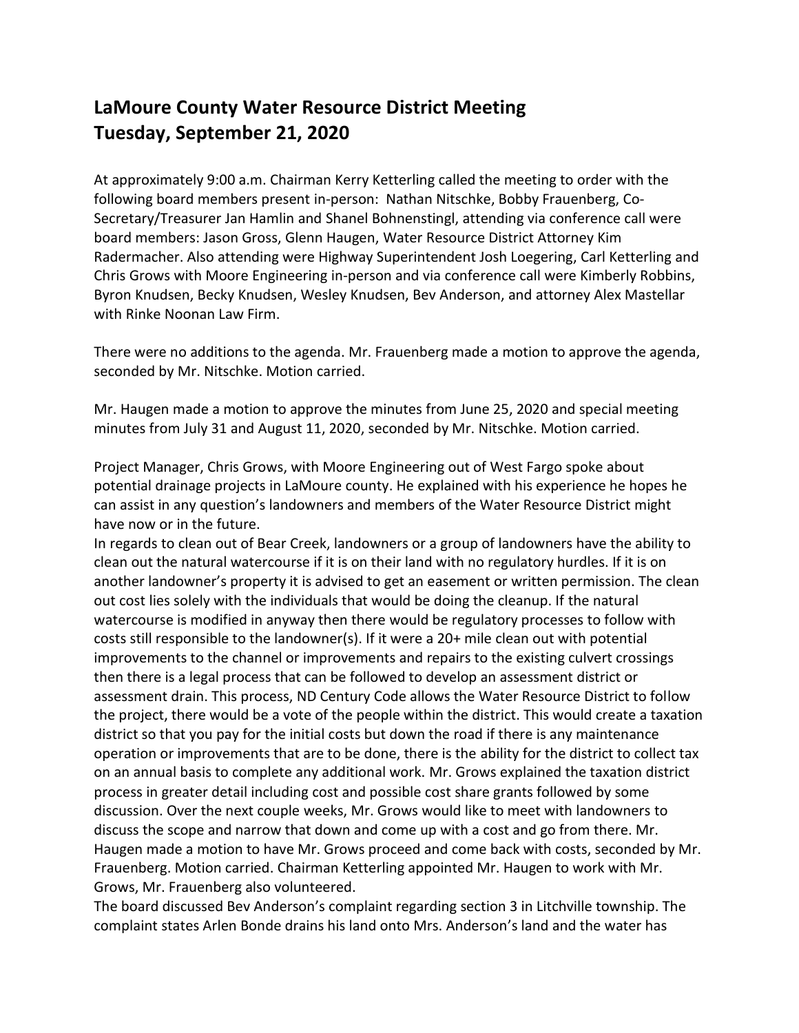# LaMoure County Water Resource District Meeting
# Tuesday, September 21, 2020

At approximately 9:00 a.m. Chairman Kerry Ketterling called the meeting to order with the following board members present in-person: Nathan Nitschke, Bobby Frauenberg, Co-Secretary/Treasurer Jan Hamlin and Shanel Bohnenstingl, attending via conference call were board members: Jason Gross, Glenn Haugen, Water Resource District Attorney Kim Radermacher. Also attending were Highway Superintendent Josh Loegering, Carl Ketterling and Chris Grows with Moore Engineering in-person and via conference call were Kimberly Robbins, Byron Knudsen, Becky Knudsen, Wesley Knudsen, Bev Anderson, and attorney Alex Mastellar with Rinke Noonan Law Firm.

There were no additions to the agenda. Mr. Frauenberg made a motion to approve the agenda, seconded by Mr. Nitschke. Motion carried.

Mr. Haugen made a motion to approve the minutes from June 25, 2020 and special meeting minutes from July 31 and August 11, 2020, seconded by Mr. Nitschke. Motion carried.

Project Manager, Chris Grows, with Moore Engineering out of West Fargo spoke about potential drainage projects in LaMoure county. He explained with his experience he hopes he can assist in any question's landowners and members of the Water Resource District might have now or in the future.

In regards to clean out of Bear Creek, landowners or a group of landowners have the ability to clean out the natural watercourse if it is on their land with no regulatory hurdles. If it is on another landowner's property it is advised to get an easement or written permission. The clean out cost lies solely with the individuals that would be doing the cleanup. If the natural watercourse is modified in anyway then there would be regulatory processes to follow with costs still responsible to the landowner(s). If it were a 20+ mile clean out with potential improvements to the channel or improvements and repairs to the existing culvert crossings then there is a legal process that can be followed to develop an assessment district or assessment drain. This process, ND Century Code allows the Water Resource District to follow the project, there would be a vote of the people within the district. This would create a taxation district so that you pay for the initial costs but down the road if there is any maintenance operation or improvements that are to be done, there is the ability for the district to collect tax on an annual basis to complete any additional work. Mr. Grows explained the taxation district process in greater detail including cost and possible cost share grants followed by some discussion. Over the next couple weeks, Mr. Grows would like to meet with landowners to discuss the scope and narrow that down and come up with a cost and go from there. Mr. Haugen made a motion to have Mr. Grows proceed and come back with costs, seconded by Mr. Frauenberg. Motion carried. Chairman Ketterling appointed Mr. Haugen to work with Mr. Grows, Mr. Frauenberg also volunteered.

The board discussed Bev Anderson's complaint regarding section 3 in Litchville township. The complaint states Arlen Bonde drains his land onto Mrs. Anderson's land and the water has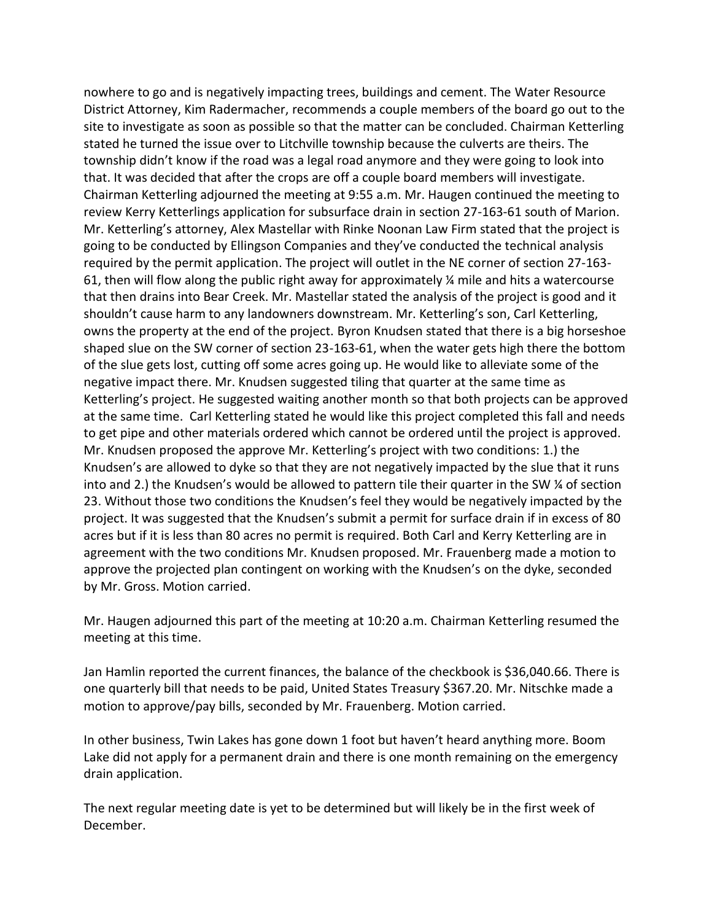nowhere to go and is negatively impacting trees, buildings and cement. The Water Resource District Attorney, Kim Radermacher, recommends a couple members of the board go out to the site to investigate as soon as possible so that the matter can be concluded. Chairman Ketterling stated he turned the issue over to Litchville township because the culverts are theirs. The township didn't know if the road was a legal road anymore and they were going to look into that. It was decided that after the crops are off a couple board members will investigate. Chairman Ketterling adjourned the meeting at 9:55 a.m. Mr. Haugen continued the meeting to review Kerry Ketterlings application for subsurface drain in section 27-163-61 south of Marion. Mr. Ketterling's attorney, Alex Mastellar with Rinke Noonan Law Firm stated that the project is going to be conducted by Ellingson Companies and they've conducted the technical analysis required by the permit application. The project will outlet in the NE corner of section 27-163-61, then will flow along the public right away for approximately ¼ mile and hits a watercourse that then drains into Bear Creek. Mr. Mastellar stated the analysis of the project is good and it shouldn't cause harm to any landowners downstream. Mr. Ketterling's son, Carl Ketterling, owns the property at the end of the project. Byron Knudsen stated that there is a big horseshoe shaped slue on the SW corner of section 23-163-61, when the water gets high there the bottom of the slue gets lost, cutting off some acres going up. He would like to alleviate some of the negative impact there. Mr. Knudsen suggested tiling that quarter at the same time as Ketterling's project. He suggested waiting another month so that both projects can be approved at the same time. Carl Ketterling stated he would like this project completed this fall and needs to get pipe and other materials ordered which cannot be ordered until the project is approved. Mr. Knudsen proposed the approve Mr. Ketterling's project with two conditions: 1.) the Knudsen's are allowed to dyke so that they are not negatively impacted by the slue that it runs into and 2.) the Knudsen's would be allowed to pattern tile their quarter in the SW ¼ of section 23. Without those two conditions the Knudsen's feel they would be negatively impacted by the project. It was suggested that the Knudsen's submit a permit for surface drain if in excess of 80 acres but if it is less than 80 acres no permit is required. Both Carl and Kerry Ketterling are in agreement with the two conditions Mr. Knudsen proposed. Mr. Frauenberg made a motion to approve the projected plan contingent on working with the Knudsen's on the dyke, seconded by Mr. Gross. Motion carried.

Mr. Haugen adjourned this part of the meeting at 10:20 a.m. Chairman Ketterling resumed the meeting at this time.

Jan Hamlin reported the current finances, the balance of the checkbook is $36,040.66. There is one quarterly bill that needs to be paid, United States Treasury $367.20. Mr. Nitschke made a motion to approve/pay bills, seconded by Mr. Frauenberg. Motion carried.

In other business, Twin Lakes has gone down 1 foot but haven't heard anything more. Boom Lake did not apply for a permanent drain and there is one month remaining on the emergency drain application.

The next regular meeting date is yet to be determined but will likely be in the first week of December.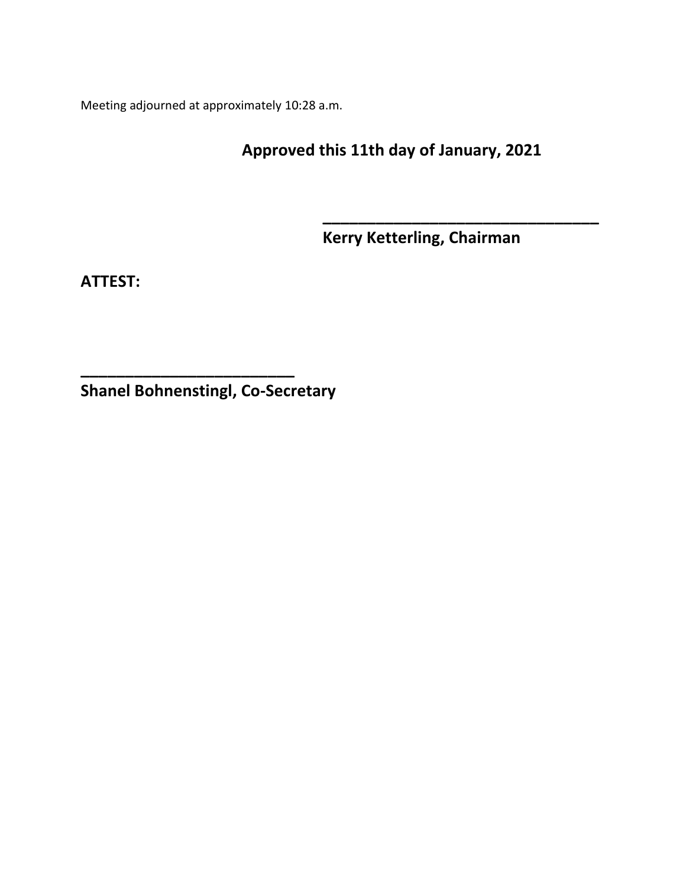Meeting adjourned at approximately 10:28 a.m.

**Approved this 11th day of January, 2021**

**\_\_\_\_\_\_\_\_\_\_\_\_\_\_\_\_\_\_\_\_\_\_\_\_\_\_\_\_\_\_\_\_\_\_**
**Kerry Ketterling, Chairman**

**ATTEST:**

**\_\_\_\_\_\_\_\_\_\_\_\_\_\_\_\_\_\_\_\_\_\_\_\_\_\_**
**Shanel Bohnenstingl, Co-Secretary**